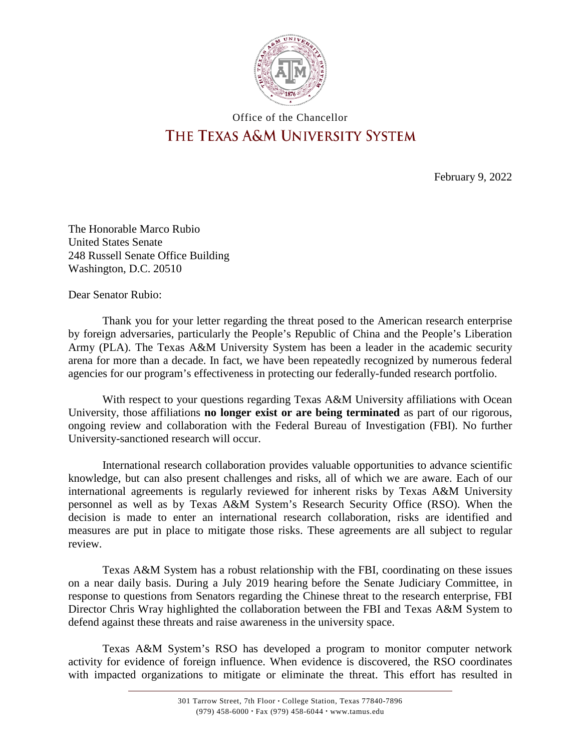Office of the Chancellor

# THE TEXAS A&M UNIVERSITY SYSTEM

February 9, 2022

The Honorable Marco Rubio
United States Senate
248 Russell Senate Office Building
Washington, D.C. 20510

Dear Senator Rubio:

Thank you for your letter regarding the threat posed to the American research enterprise by foreign adversaries, particularly the People's Republic of China and the People's Liberation Army (PLA). The Texas A&M University System has been a leader in the academic security arena for more than a decade. In fact, we have been repeatedly recognized by numerous federal agencies for our program's effectiveness in protecting our federally-funded research portfolio.

With respect to your questions regarding Texas A&M University affiliations with Ocean University, those affiliations **no longer exist or are being terminated** as part of our rigorous, ongoing review and collaboration with the Federal Bureau of Investigation (FBI). No further University-sanctioned research will occur.

International research collaboration provides valuable opportunities to advance scientific knowledge, but can also present challenges and risks, all of which we are aware. Each of our international agreements is regularly reviewed for inherent risks by Texas A&M University personnel as well as by Texas A&M System's Research Security Office (RSO). When the decision is made to enter an international research collaboration, risks are identified and measures are put in place to mitigate those risks. These agreements are all subject to regular review.

Texas A&M System has a robust relationship with the FBI, coordinating on these issues on a near daily basis. During a July 2019 hearing before the Senate Judiciary Committee, in response to questions from Senators regarding the Chinese threat to the research enterprise, FBI Director Chris Wray highlighted the collaboration between the FBI and Texas A&M System to defend against these threats and raise awareness in the university space.

Texas A&M System's RSO has developed a program to monitor computer network activity for evidence of foreign influence. When evidence is discovered, the RSO coordinates with impacted organizations to mitigate or eliminate the threat. This effort has resulted in

301 Tarrow Street, 7th Floor • College Station, Texas 77840-7896
(979) 458-6000 • Fax (979) 458-6044 • www.tamus.edu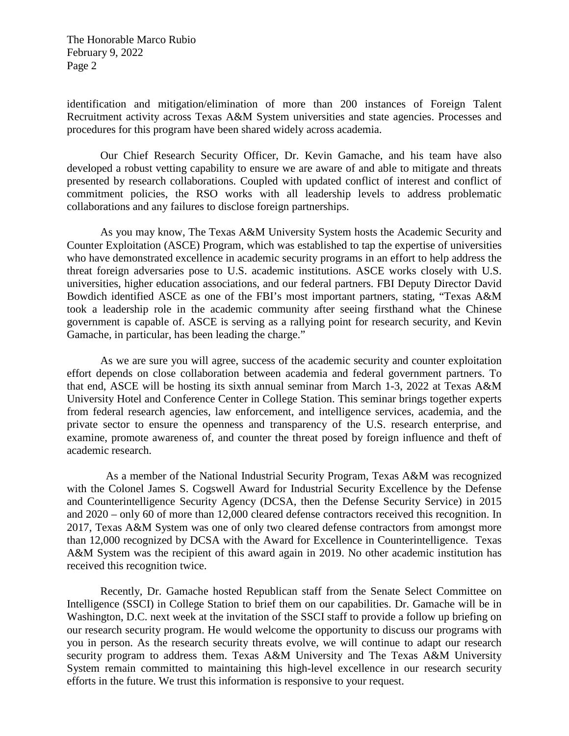identification and mitigation/elimination of more than 200 instances of Foreign Talent Recruitment activity across Texas A&M System universities and state agencies. Processes and procedures for this program have been shared widely across academia.

Our Chief Research Security Officer, Dr. Kevin Gamache, and his team have also developed a robust vetting capability to ensure we are aware of and able to mitigate and threats presented by research collaborations. Coupled with updated conflict of interest and conflict of commitment policies, the RSO works with all leadership levels to address problematic collaborations and any failures to disclose foreign partnerships.

As you may know, The Texas A&M University System hosts the Academic Security and Counter Exploitation (ASCE) Program, which was established to tap the expertise of universities who have demonstrated excellence in academic security programs in an effort to help address the threat foreign adversaries pose to U.S. academic institutions. ASCE works closely with U.S. universities, higher education associations, and our federal partners. FBI Deputy Director David Bowdich identified ASCE as one of the FBI's most important partners, stating, "Texas A&M took a leadership role in the academic community after seeing firsthand what the Chinese government is capable of. ASCE is serving as a rallying point for research security, and Kevin Gamache, in particular, has been leading the charge."

As we are sure you will agree, success of the academic security and counter exploitation effort depends on close collaboration between academia and federal government partners. To that end, ASCE will be hosting its sixth annual seminar from March 1-3, 2022 at Texas A&M University Hotel and Conference Center in College Station. This seminar brings together experts from federal research agencies, law enforcement, and intelligence services, academia, and the private sector to ensure the openness and transparency of the U.S. research enterprise, and examine, promote awareness of, and counter the threat posed by foreign influence and theft of academic research.

As a member of the National Industrial Security Program, Texas A&M was recognized with the Colonel James S. Cogswell Award for Industrial Security Excellence by the Defense and Counterintelligence Security Agency (DCSA, then the Defense Security Service) in 2015 and 2020 – only 60 of more than 12,000 cleared defense contractors received this recognition. In 2017, Texas A&M System was one of only two cleared defense contractors from amongst more than 12,000 recognized by DCSA with the Award for Excellence in Counterintelligence. Texas A&M System was the recipient of this award again in 2019. No other academic institution has received this recognition twice.

Recently, Dr. Gamache hosted Republican staff from the Senate Select Committee on Intelligence (SSCI) in College Station to brief them on our capabilities. Dr. Gamache will be in Washington, D.C. next week at the invitation of the SSCI staff to provide a follow up briefing on our research security program. He would welcome the opportunity to discuss our programs with you in person. As the research security threats evolve, we will continue to adapt our research security program to address them. Texas A&M University and The Texas A&M University System remain committed to maintaining this high-level excellence in our research security efforts in the future. We trust this information is responsive to your request.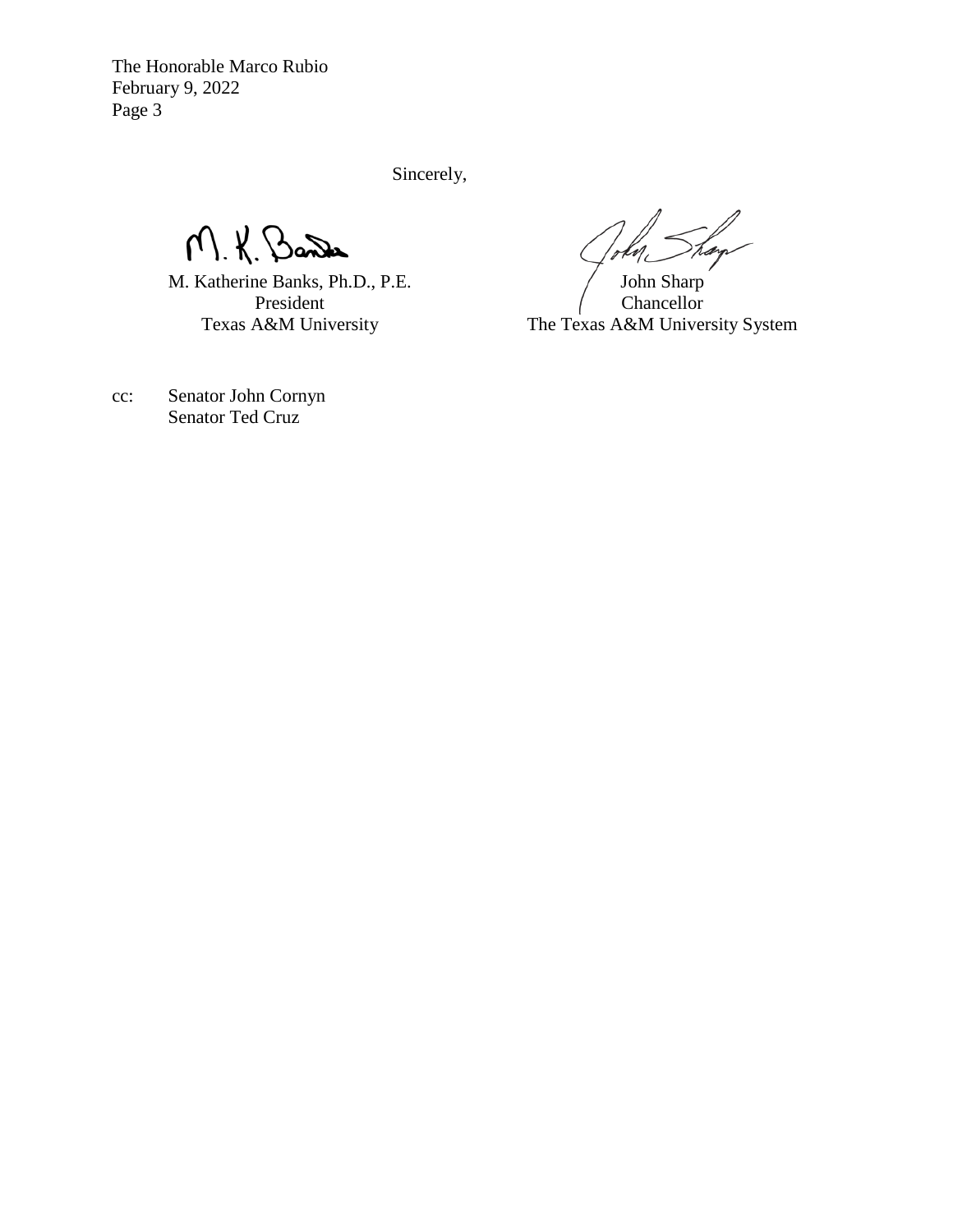Sincerely,

M. Katherine Banks, Ph.D., P.E.
President
Texas A&M University

John Sharp
Chancellor
The Texas A&M University System

cc: Senator John Cornyn
Senator Ted Cruz